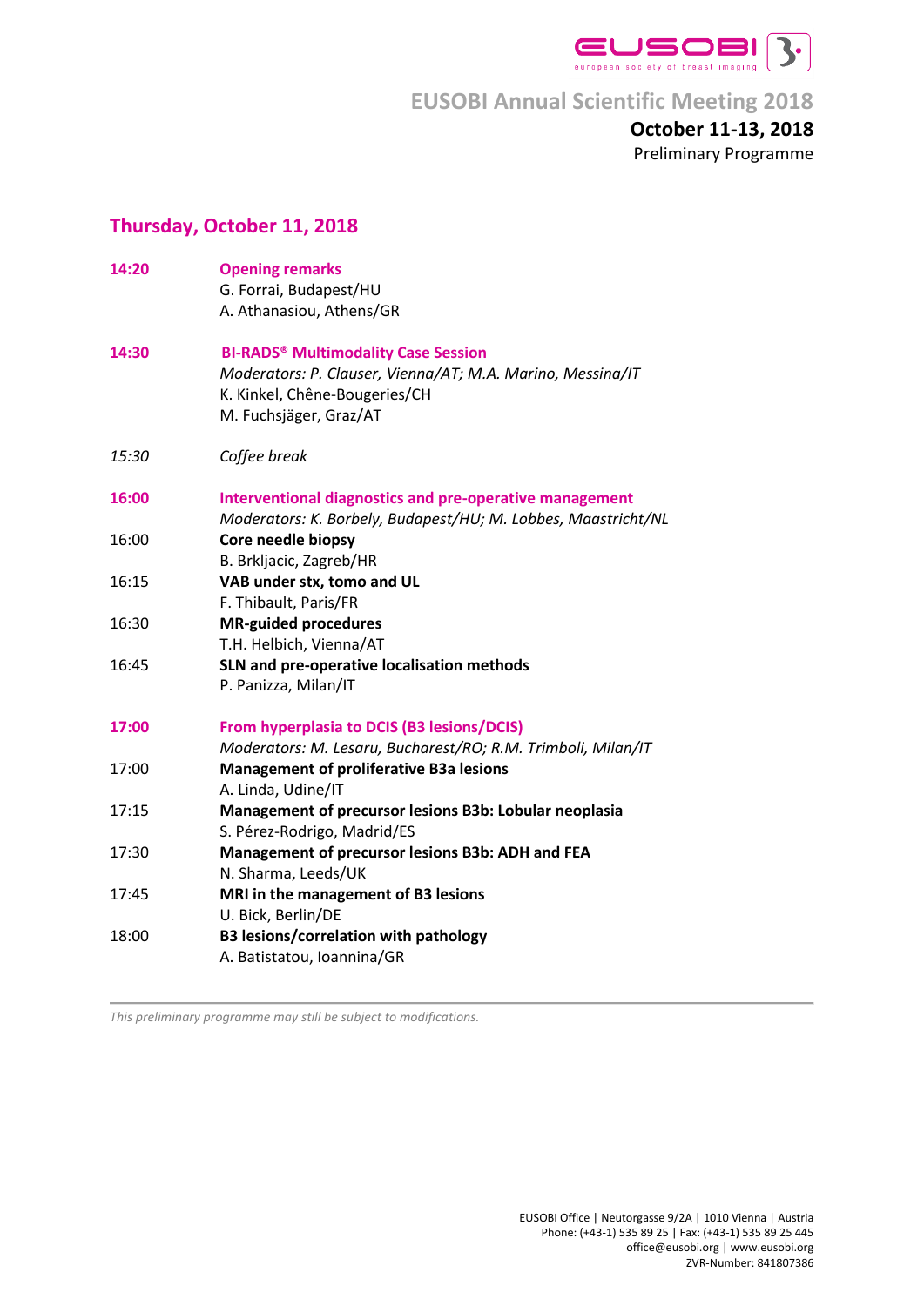# EUSOBI Annual Scientific Meeting 2018

**October 11-13, 2018**

Preliminary Programme

## Thursday, October 11, 2018

**14:20** **Opening remarks**
G. Forrai, Budapest/HU
A. Athanasiou, Athens/GR

**14:30** **BI-RADS® Multimodality Case Session**
*Moderators: P. Clauser, Vienna/AT; M.A. Marino, Messina/IT*
K. Kinkel, Chêne-Bougeries/CH
M. Fuchsjäger, Graz/AT

*15:30* *Coffee break*

**16:00** **Interventional diagnostics and pre-operative management**
*Moderators: K. Borbely, Budapest/HU; M. Lobbes, Maastricht/NL*

16:00 **Core needle biopsy**
B. Brkljacic, Zagreb/HR

16:15 **VAB under stx, tomo and UL**
F. Thibault, Paris/FR

16:30 **MR-guided procedures**
T.H. Helbich, Vienna/AT

16:45 **SLN and pre-operative localisation methods**
P. Panizza, Milan/IT

**17:00** **From hyperplasia to DCIS (B3 lesions/DCIS)**
*Moderators: M. Lesaru, Bucharest/RO; R.M. Trimboli, Milan/IT*

17:00 **Management of proliferative B3a lesions**
A. Linda, Udine/IT

17:15 **Management of precursor lesions B3b: Lobular neoplasia**
S. Pérez-Rodrigo, Madrid/ES

17:30 **Management of precursor lesions B3b: ADH and FEA**
N. Sharma, Leeds/UK

17:45 **MRI in the management of B3 lesions**
U. Bick, Berlin/DE

18:00 **B3 lesions/correlation with pathology**
A. Batistatou, Ioannina/GR

---

*This preliminary programme may still be subject to modifications.*

EUSOBI Office | Neutorgasse 9/2A | 1010 Vienna | Austria
Phone: (+43-1) 535 89 25 | Fax: (+43-1) 535 89 25 445
office@eusobi.org | www.eusobi.org
ZVR-Number: 841807386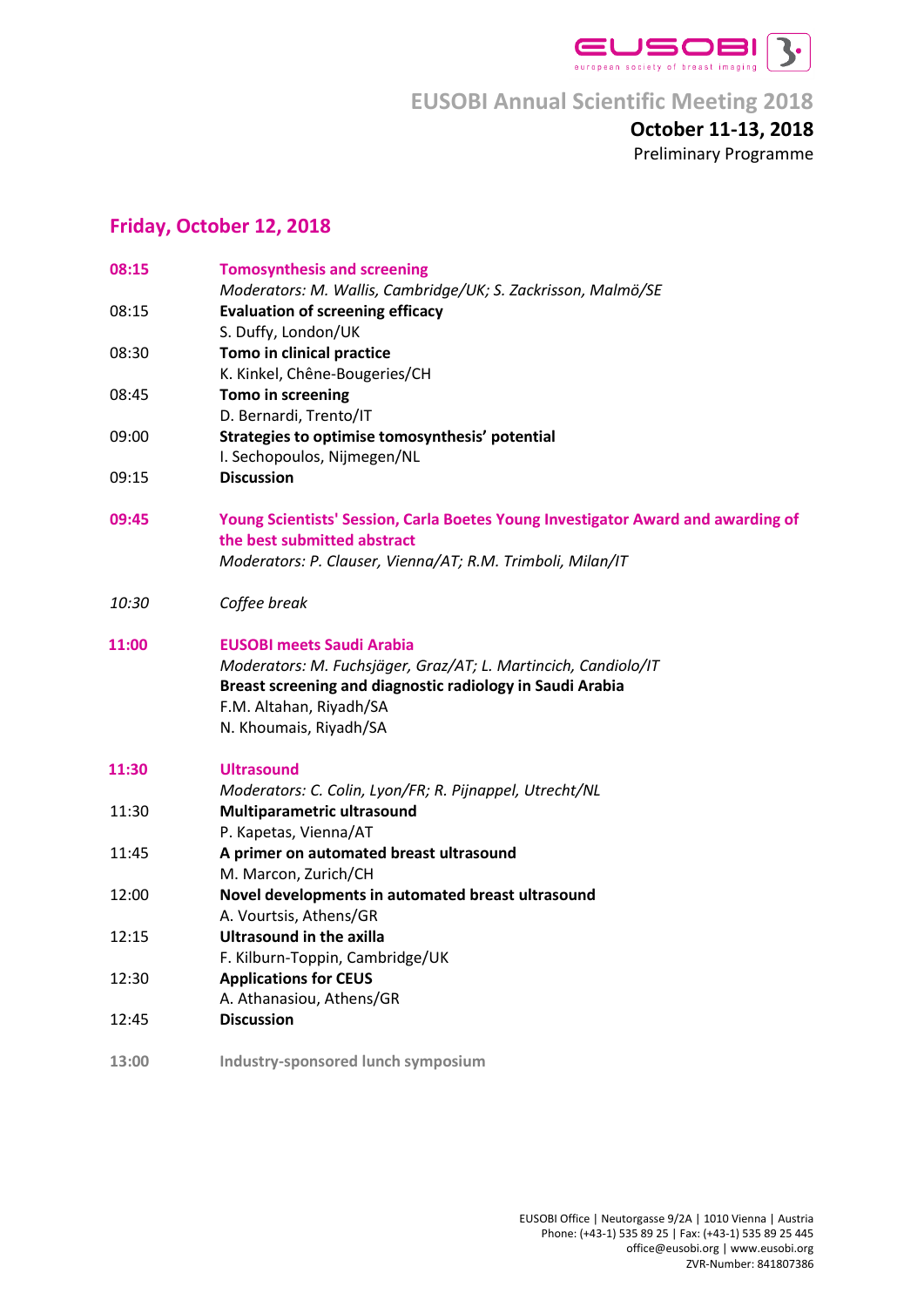EUSOBI Annual Scientific Meeting 2018

**October 11-13, 2018**

Preliminary Programme

## Friday, October 12, 2018

**08:15** **Tomosynthesis and screening**
*Moderators: M. Wallis, Cambridge/UK; S. Zackrisson, Malmö/SE*

08:15 **Evaluation of screening efficacy**
S. Duffy, London/UK

08:30 **Tomo in clinical practice**
K. Kinkel, Chêne-Bougeries/CH

08:45 **Tomo in screening**
D. Bernardi, Trento/IT

09:00 **Strategies to optimise tomosynthesis' potential**
I. Sechopoulos, Nijmegen/NL

09:15 **Discussion**

**09:45** **Young Scientists' Session, Carla Boetes Young Investigator Award and awarding of the best submitted abstract**
*Moderators: P. Clauser, Vienna/AT; R.M. Trimboli, Milan/IT*

*10:30* *Coffee break*

**11:00** **EUSOBI meets Saudi Arabia**
*Moderators: M. Fuchsjäger, Graz/AT; L. Martincich, Candiolo/IT*
**Breast screening and diagnostic radiology in Saudi Arabia**
F.M. Altahan, Riyadh/SA
N. Khoumais, Riyadh/SA

**11:30** **Ultrasound**
*Moderators: C. Colin, Lyon/FR; R. Pijnappel, Utrecht/NL*

11:30 **Multiparametric ultrasound**
P. Kapetas, Vienna/AT

11:45 **A primer on automated breast ultrasound**
M. Marcon, Zurich/CH

12:00 **Novel developments in automated breast ultrasound**
A. Vourtsis, Athens/GR

12:15 **Ultrasound in the axilla**
F. Kilburn-Toppin, Cambridge/UK

12:30 **Applications for CEUS**
A. Athanasiou, Athens/GR

12:45 **Discussion**

**13:00** **Industry-sponsored lunch symposium**

EUSOBI Office | Neutorgasse 9/2A | 1010 Vienna | Austria
Phone: (+43-1) 535 89 25 | Fax: (+43-1) 535 89 25 445
office@eusobi.org | www.eusobi.org
ZVR-Number: 841807386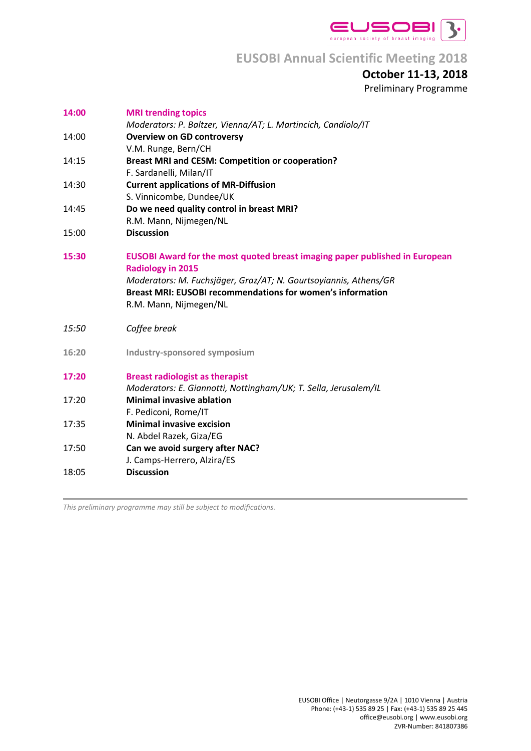# EUSOBI Annual Scientific Meeting 2018

**October 11-13, 2018**

Preliminary Programme

**14:00** **MRI trending topics**
*Moderators: P. Baltzer, Vienna/AT; L. Martincich, Candiolo/IT*

14:00 **Overview on GD controversy**
V.M. Runge, Bern/CH

14:15 **Breast MRI and CESM: Competition or cooperation?**
F. Sardanelli, Milan/IT

14:30 **Current applications of MR-Diffusion**
S. Vinnicombe, Dundee/UK

14:45 **Do we need quality control in breast MRI?**
R.M. Mann, Nijmegen/NL

15:00 **Discussion**

**15:30** **EUSOBI Award for the most quoted breast imaging paper published in European Radiology in 2015**
*Moderators: M. Fuchsjäger, Graz/AT; N. Gourtsoyiannis, Athens/GR*
**Breast MRI: EUSOBI recommendations for women's information**
R.M. Mann, Nijmegen/NL

*15:50* *Coffee break*

**16:20** **Industry-sponsored symposium**

**17:20** **Breast radiologist as therapist**
*Moderators: E. Giannotti, Nottingham/UK; T. Sella, Jerusalem/IL*

17:20 **Minimal invasive ablation**
F. Pediconi, Rome/IT

17:35 **Minimal invasive excision**
N. Abdel Razek, Giza/EG

17:50 **Can we avoid surgery after NAC?**
J. Camps-Herrero, Alzira/ES

18:05 **Discussion**

---

*This preliminary programme may still be subject to modifications.*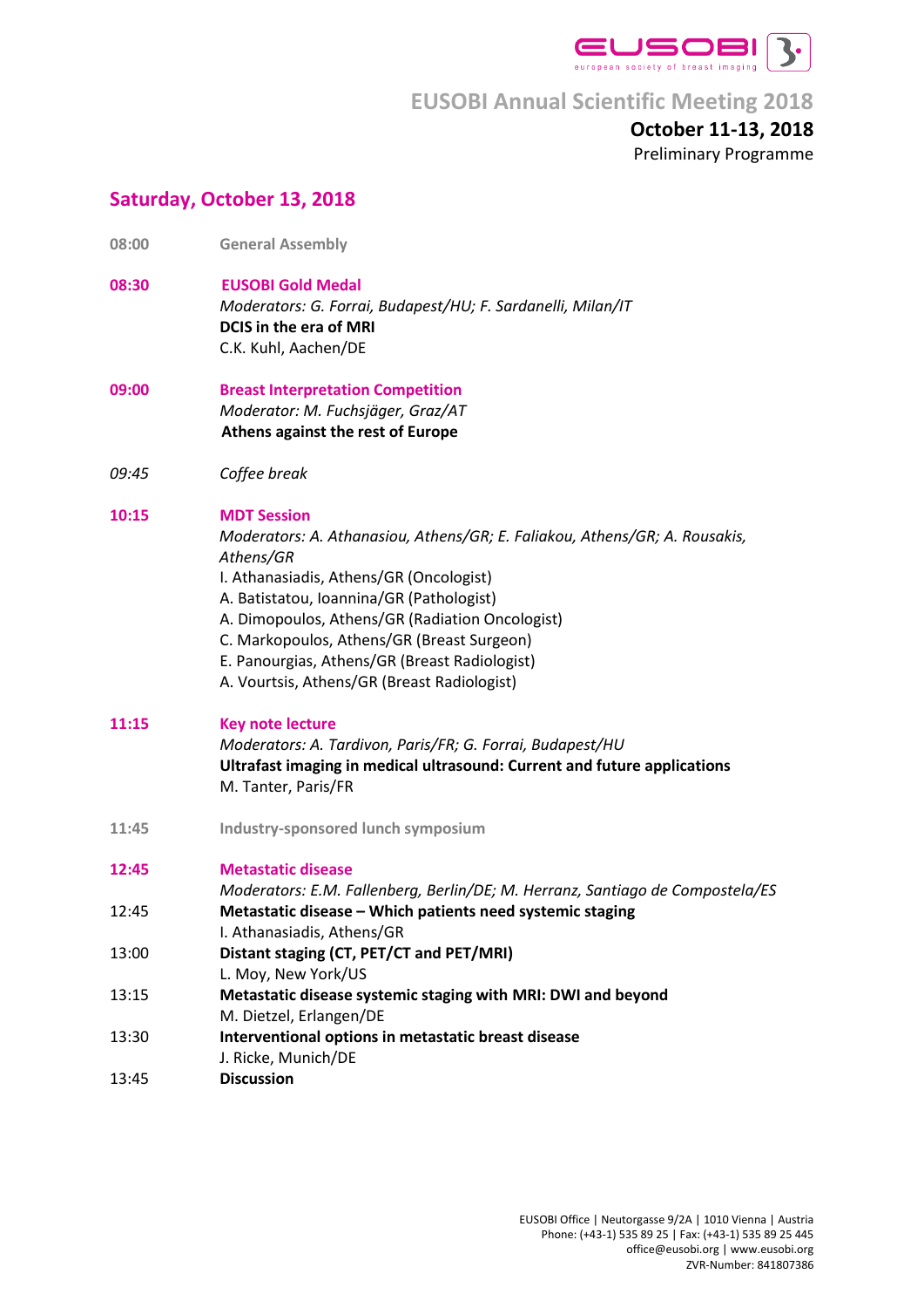# EUSOBI Annual Scientific Meeting 2018

**October 11-13, 2018**

Preliminary Programme

## Saturday, October 13, 2018

**08:00** **General Assembly**

**08:30** **EUSOBI Gold Medal**
*Moderators: G. Forrai, Budapest/HU; F. Sardanelli, Milan/IT*
**DCIS in the era of MRI**
C.K. Kuhl, Aachen/DE

**09:00** **Breast Interpretation Competition**
*Moderator: M. Fuchsjäger, Graz/AT*
**Athens against the rest of Europe**

*09:45* *Coffee break*

**10:15** **MDT Session**
*Moderators: A. Athanasiou, Athens/GR; E. Faliakou, Athens/GR; A. Rousakis, Athens/GR*
I. Athanasiadis, Athens/GR (Oncologist)
A. Batistatou, Ioannina/GR (Pathologist)
A. Dimopoulos, Athens/GR (Radiation Oncologist)
C. Markopoulos, Athens/GR (Breast Surgeon)
E. Panourgias, Athens/GR (Breast Radiologist)
A. Vourtsis, Athens/GR (Breast Radiologist)

**11:15** **Key note lecture**
*Moderators: A. Tardivon, Paris/FR; G. Forrai, Budapest/HU*
**Ultrafast imaging in medical ultrasound: Current and future applications**
M. Tanter, Paris/FR

**11:45** **Industry-sponsored lunch symposium**

**12:45** **Metastatic disease**
*Moderators: E.M. Fallenberg, Berlin/DE; M. Herranz, Santiago de Compostela/ES*

12:45 **Metastatic disease – Which patients need systemic staging**
I. Athanasiadis, Athens/GR

13:00 **Distant staging (CT, PET/CT and PET/MRI)**
L. Moy, New York/US

13:15 **Metastatic disease systemic staging with MRI: DWI and beyond**
M. Dietzel, Erlangen/DE

13:30 **Interventional options in metastatic breast disease**
J. Ricke, Munich/DE

13:45 **Discussion**

EUSOBI Office | Neutorgasse 9/2A | 1010 Vienna | Austria
Phone: (+43-1) 535 89 25 | Fax: (+43-1) 535 89 25 445
office@eusobi.org | www.eusobi.org
ZVR-Number: 841807386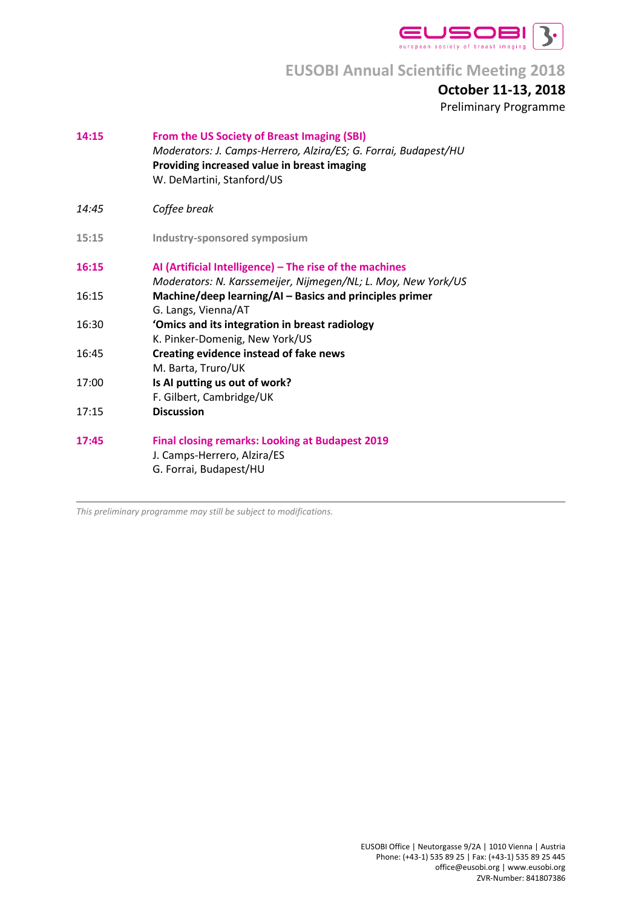14:15 **From the US Society of Breast Imaging (SBI)**
*Moderators: J. Camps-Herrero, Alzira/ES; G. Forrai, Budapest/HU*
**Providing increased value in breast imaging**
W. DeMartini, Stanford/US

*14:45 Coffee break*

15:15 **Industry-sponsored symposium**

16:15 **AI (Artificial Intelligence) – The rise of the machines**
*Moderators: N. Karssemeijer, Nijmegen/NL; L. Moy, New York/US*

16:15 **Machine/deep learning/AI – Basics and principles primer**
G. Langs, Vienna/AT

16:30 **'Omics and its integration in breast radiology**
K. Pinker-Domenig, New York/US

16:45 **Creating evidence instead of fake news**
M. Barta, Truro/UK

17:00 **Is AI putting us out of work?**
F. Gilbert, Cambridge/UK

17:15 **Discussion**

17:45 **Final closing remarks: Looking at Budapest 2019**
J. Camps-Herrero, Alzira/ES
G. Forrai, Budapest/HU

---

*This preliminary programme may still be subject to modifications.*